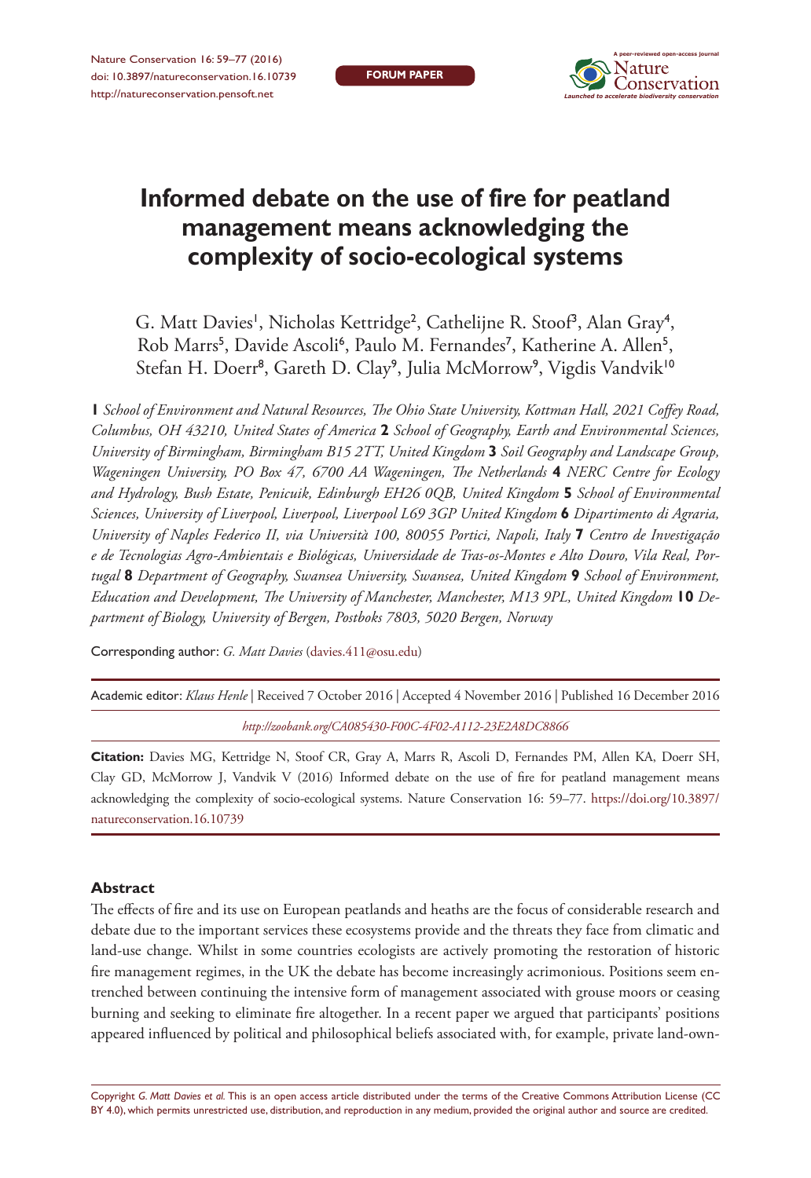FORUM PAPER

# Informed debate on the use of fire for peatland management means acknowledging the complexity of socio-ecological systems

G. Matt Davies[1], Nicholas Kettridge[2], Cathelijne R. Stoof[3], Alan Gray[4], Rob Marrs[5], Davide Ascoli[6], Paulo M. Fernandes[7], Katherine A. Allen[5], Stefan H. Doerr[8], Gareth D. Clay[9], Julia McMorrow[9], Vigdis Vandvik[10]

**1** *School of Environment and Natural Resources, The Ohio State University, Kottman Hall, 2021 Coffey Road, Columbus, OH 43210, United States of America* **2** *School of Geography, Earth and Environmental Sciences, University of Birmingham, Birmingham B15 2TT, United Kingdom* **3** *Soil Geography and Landscape Group, Wageningen University, PO Box 47, 6700 AA Wageningen, The Netherlands* **4** *NERC Centre for Ecology and Hydrology, Bush Estate, Penicuik, Edinburgh EH26 0QB, United Kingdom* **5** *School of Environmental Sciences, University of Liverpool, Liverpool, Liverpool L69 3GP United Kingdom* **6** *Dipartimento di Agraria, University of Naples Federico II, via Università 100, 80055 Portici, Napoli, Italy* **7** *Centro de Investigação e de Tecnologias Agro-Ambientais e Biológicas, Universidade de Tras-os-Montes e Alto Douro, Vila Real, Portugal* **8** *Department of Geography, Swansea University, Swansea, United Kingdom* **9** *School of Environment, Education and Development, The University of Manchester, Manchester, M13 9PL, United Kingdom* **10** *Department of Biology, University of Bergen, Postboks 7803, 5020 Bergen, Norway*

Corresponding author: *G. Matt Davies* (davies.411@osu.edu)

Academic editor: *Klaus Henle* | Received 7 October 2016 | Accepted 4 November 2016 | Published 16 December 2016

*http://zoobank.org/CA085430-F00C-4F02-A112-23E2A8DC8866*

**Citation:** Davies MG, Kettridge N, Stoof CR, Gray A, Marrs R, Ascoli D, Fernandes PM, Allen KA, Doerr SH, Clay GD, McMorrow J, Vandvik V (2016) Informed debate on the use of fire for peatland management means acknowledging the complexity of socio-ecological systems. Nature Conservation 16: 59–77. https://doi.org/10.3897/natureconservation.16.10739

### Abstract

The effects of fire and its use on European peatlands and heaths are the focus of considerable research and debate due to the important services these ecosystems provide and the threats they face from climatic and land-use change. Whilst in some countries ecologists are actively promoting the restoration of historic fire management regimes, in the UK the debate has become increasingly acrimonious. Positions seem entrenched between continuing the intensive form of management associated with grouse moors or ceasing burning and seeking to eliminate fire altogether. In a recent paper we argued that participants' positions appeared influenced by political and philosophical beliefs associated with, for example, private land-own-

Copyright *G. Matt Davies et al.* This is an open access article distributed under the terms of the Creative Commons Attribution License (CC BY 4.0), which permits unrestricted use, distribution, and reproduction in any medium, provided the original author and source are credited.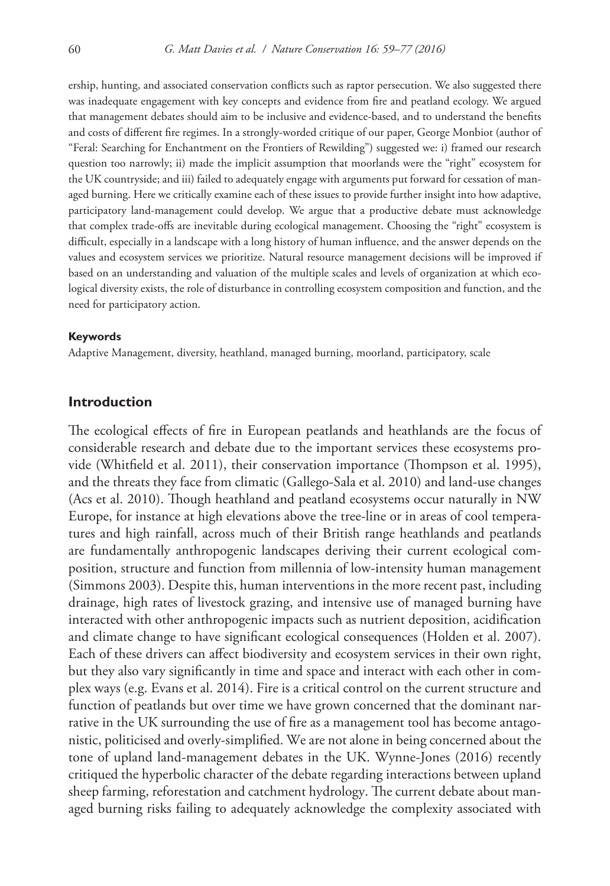ership, hunting, and associated conservation conflicts such as raptor persecution. We also suggested there was inadequate engagement with key concepts and evidence from fire and peatland ecology. We argued that management debates should aim to be inclusive and evidence-based, and to understand the benefits and costs of different fire regimes. In a strongly-worded critique of our paper, George Monbiot (author of "Feral: Searching for Enchantment on the Frontiers of Rewilding") suggested we: i) framed our research question too narrowly; ii) made the implicit assumption that moorlands were the "right" ecosystem for the UK countryside; and iii) failed to adequately engage with arguments put forward for cessation of managed burning. Here we critically examine each of these issues to provide further insight into how adaptive, participatory land-management could develop. We argue that a productive debate must acknowledge that complex trade-offs are inevitable during ecological management. Choosing the "right" ecosystem is difficult, especially in a landscape with a long history of human influence, and the answer depends on the values and ecosystem services we prioritize. Natural resource management decisions will be improved if based on an understanding and valuation of the multiple scales and levels of organization at which ecological diversity exists, the role of disturbance in controlling ecosystem composition and function, and the need for participatory action.

#### Keywords

Adaptive Management, diversity, heathland, managed burning, moorland, participatory, scale

## Introduction

The ecological effects of fire in European peatlands and heathlands are the focus of considerable research and debate due to the important services these ecosystems provide (Whitfield et al. 2011), their conservation importance (Thompson et al. 1995), and the threats they face from climatic (Gallego-Sala et al. 2010) and land-use changes (Acs et al. 2010). Though heathland and peatland ecosystems occur naturally in NW Europe, for instance at high elevations above the tree-line or in areas of cool temperatures and high rainfall, across much of their British range heathlands and peatlands are fundamentally anthropogenic landscapes deriving their current ecological composition, structure and function from millennia of low-intensity human management (Simmons 2003). Despite this, human interventions in the more recent past, including drainage, high rates of livestock grazing, and intensive use of managed burning have interacted with other anthropogenic impacts such as nutrient deposition, acidification and climate change to have significant ecological consequences (Holden et al. 2007). Each of these drivers can affect biodiversity and ecosystem services in their own right, but they also vary significantly in time and space and interact with each other in complex ways (e.g. Evans et al. 2014). Fire is a critical control on the current structure and function of peatlands but over time we have grown concerned that the dominant narrative in the UK surrounding the use of fire as a management tool has become antagonistic, politicised and overly-simplified. We are not alone in being concerned about the tone of upland land-management debates in the UK. Wynne-Jones (2016) recently critiqued the hyperbolic character of the debate regarding interactions between upland sheep farming, reforestation and catchment hydrology. The current debate about managed burning risks failing to adequately acknowledge the complexity associated with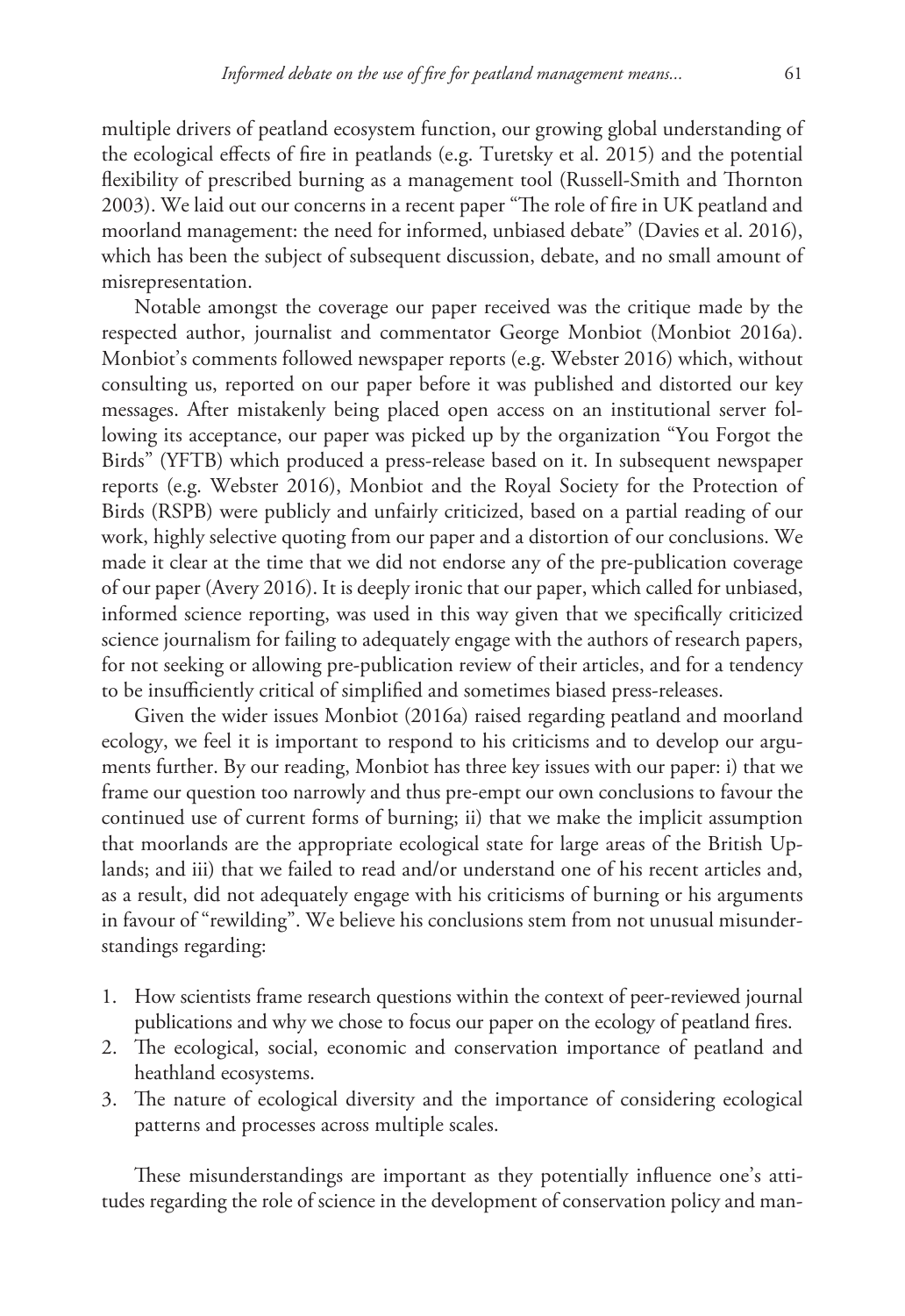multiple drivers of peatland ecosystem function, our growing global understanding of the ecological effects of fire in peatlands (e.g. Turetsky et al. 2015) and the potential flexibility of prescribed burning as a management tool (Russell-Smith and Thornton 2003). We laid out our concerns in a recent paper "The role of fire in UK peatland and moorland management: the need for informed, unbiased debate" (Davies et al. 2016), which has been the subject of subsequent discussion, debate, and no small amount of misrepresentation.

Notable amongst the coverage our paper received was the critique made by the respected author, journalist and commentator George Monbiot (Monbiot 2016a). Monbiot's comments followed newspaper reports (e.g. Webster 2016) which, without consulting us, reported on our paper before it was published and distorted our key messages. After mistakenly being placed open access on an institutional server following its acceptance, our paper was picked up by the organization "You Forgot the Birds" (YFTB) which produced a press-release based on it. In subsequent newspaper reports (e.g. Webster 2016), Monbiot and the Royal Society for the Protection of Birds (RSPB) were publicly and unfairly criticized, based on a partial reading of our work, highly selective quoting from our paper and a distortion of our conclusions. We made it clear at the time that we did not endorse any of the pre-publication coverage of our paper (Avery 2016). It is deeply ironic that our paper, which called for unbiased, informed science reporting, was used in this way given that we specifically criticized science journalism for failing to adequately engage with the authors of research papers, for not seeking or allowing pre-publication review of their articles, and for a tendency to be insufficiently critical of simplified and sometimes biased press-releases.

Given the wider issues Monbiot (2016a) raised regarding peatland and moorland ecology, we feel it is important to respond to his criticisms and to develop our arguments further. By our reading, Monbiot has three key issues with our paper: i) that we frame our question too narrowly and thus pre-empt our own conclusions to favour the continued use of current forms of burning; ii) that we make the implicit assumption that moorlands are the appropriate ecological state for large areas of the British Uplands; and iii) that we failed to read and/or understand one of his recent articles and, as a result, did not adequately engage with his criticisms of burning or his arguments in favour of "rewilding". We believe his conclusions stem from not unusual misunderstandings regarding:

1. How scientists frame research questions within the context of peer-reviewed journal publications and why we chose to focus our paper on the ecology of peatland fires.
2. The ecological, social, economic and conservation importance of peatland and heathland ecosystems.
3. The nature of ecological diversity and the importance of considering ecological patterns and processes across multiple scales.

These misunderstandings are important as they potentially influence one's attitudes regarding the role of science in the development of conservation policy and man-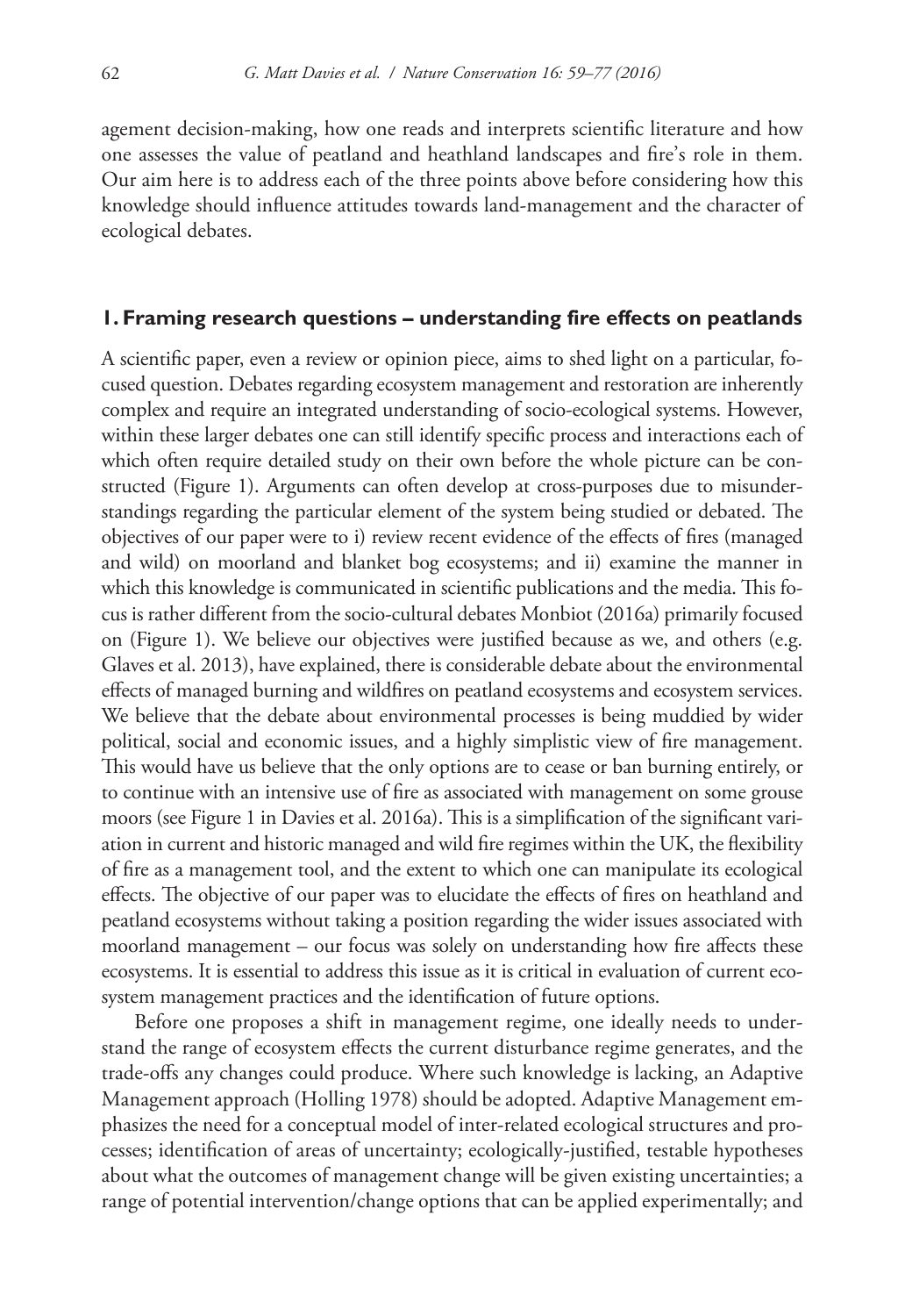agement decision-making, how one reads and interprets scientific literature and how one assesses the value of peatland and heathland landscapes and fire's role in them. Our aim here is to address each of the three points above before considering how this knowledge should influence attitudes towards land-management and the character of ecological debates.

## 1. Framing research questions – understanding fire effects on peatlands

A scientific paper, even a review or opinion piece, aims to shed light on a particular, focused question. Debates regarding ecosystem management and restoration are inherently complex and require an integrated understanding of socio-ecological systems. However, within these larger debates one can still identify specific process and interactions each of which often require detailed study on their own before the whole picture can be constructed (Figure 1). Arguments can often develop at cross-purposes due to misunderstandings regarding the particular element of the system being studied or debated. The objectives of our paper were to i) review recent evidence of the effects of fires (managed and wild) on moorland and blanket bog ecosystems; and ii) examine the manner in which this knowledge is communicated in scientific publications and the media. This focus is rather different from the socio-cultural debates Monbiot (2016a) primarily focused on (Figure 1). We believe our objectives were justified because as we, and others (e.g. Glaves et al. 2013), have explained, there is considerable debate about the environmental effects of managed burning and wildfires on peatland ecosystems and ecosystem services. We believe that the debate about environmental processes is being muddied by wider political, social and economic issues, and a highly simplistic view of fire management. This would have us believe that the only options are to cease or ban burning entirely, or to continue with an intensive use of fire as associated with management on some grouse moors (see Figure 1 in Davies et al. 2016a). This is a simplification of the significant variation in current and historic managed and wild fire regimes within the UK, the flexibility of fire as a management tool, and the extent to which one can manipulate its ecological effects. The objective of our paper was to elucidate the effects of fires on heathland and peatland ecosystems without taking a position regarding the wider issues associated with moorland management – our focus was solely on understanding how fire affects these ecosystems. It is essential to address this issue as it is critical in evaluation of current ecosystem management practices and the identification of future options.

Before one proposes a shift in management regime, one ideally needs to understand the range of ecosystem effects the current disturbance regime generates, and the trade-offs any changes could produce. Where such knowledge is lacking, an Adaptive Management approach (Holling 1978) should be adopted. Adaptive Management emphasizes the need for a conceptual model of inter-related ecological structures and processes; identification of areas of uncertainty; ecologically-justified, testable hypotheses about what the outcomes of management change will be given existing uncertainties; a range of potential intervention/change options that can be applied experimentally; and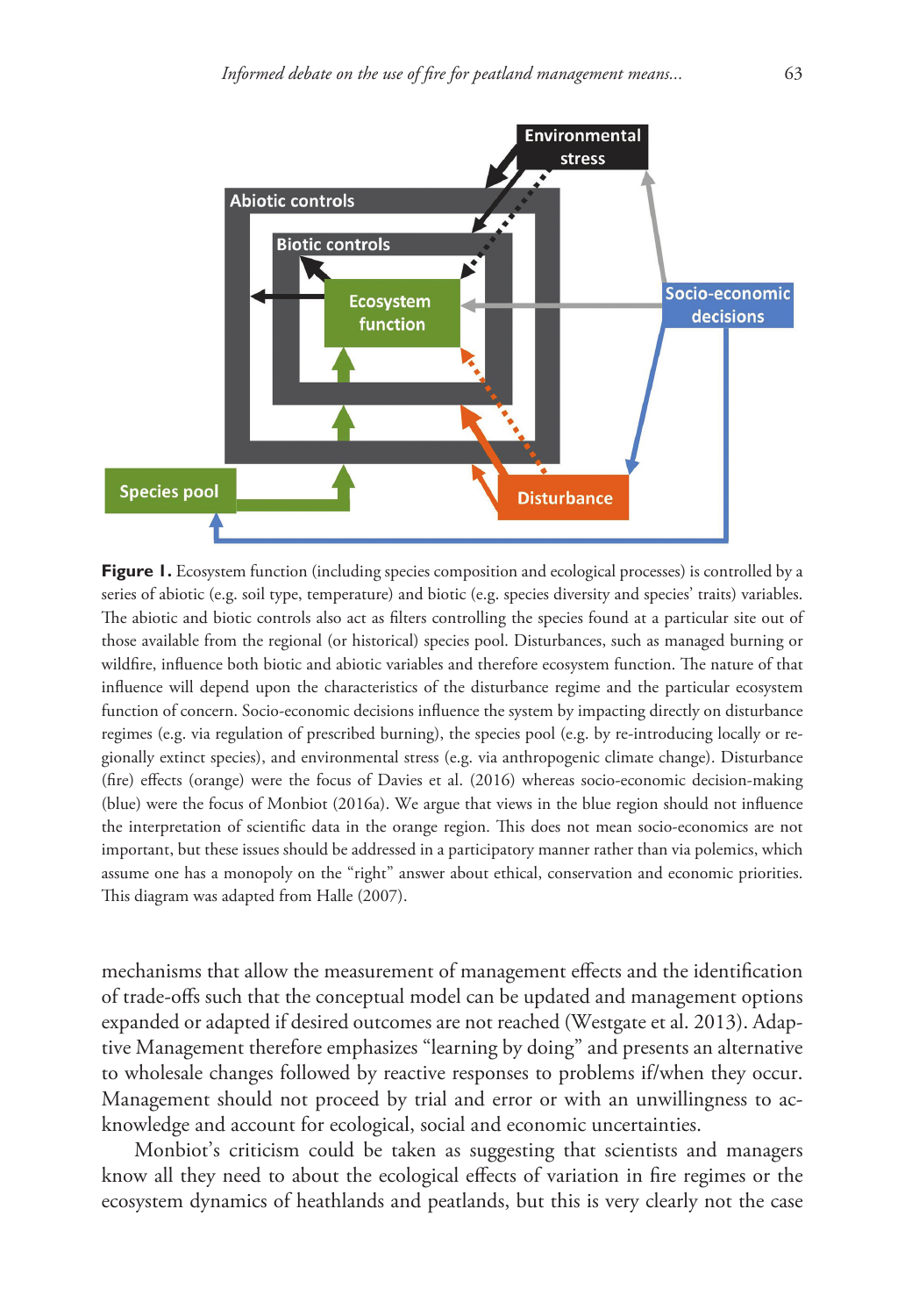**Figure 1.** Ecosystem function (including species composition and ecological processes) is controlled by a series of abiotic (e.g. soil type, temperature) and biotic (e.g. species diversity and species' traits) variables. The abiotic and biotic controls also act as filters controlling the species found at a particular site out of those available from the regional (or historical) species pool. Disturbances, such as managed burning or wildfire, influence both biotic and abiotic variables and therefore ecosystem function. The nature of that influence will depend upon the characteristics of the disturbance regime and the particular ecosystem function of concern. Socio-economic decisions influence the system by impacting directly on disturbance regimes (e.g. via regulation of prescribed burning), the species pool (e.g. by re-introducing locally or regionally extinct species), and environmental stress (e.g. via anthropogenic climate change). Disturbance (fire) effects (orange) were the focus of Davies et al. (2016) whereas socio-economic decision-making (blue) were the focus of Monbiot (2016a). We argue that views in the blue region should not influence the interpretation of scientific data in the orange region. This does not mean socio-economics are not important, but these issues should be addressed in a participatory manner rather than via polemics, which assume one has a monopoly on the "right" answer about ethical, conservation and economic priorities. This diagram was adapted from Halle (2007).

mechanisms that allow the measurement of management effects and the identification of trade-offs such that the conceptual model can be updated and management options expanded or adapted if desired outcomes are not reached (Westgate et al. 2013). Adaptive Management therefore emphasizes "learning by doing" and presents an alternative to wholesale changes followed by reactive responses to problems if/when they occur. Management should not proceed by trial and error or with an unwillingness to acknowledge and account for ecological, social and economic uncertainties.

Monbiot's criticism could be taken as suggesting that scientists and managers know all they need to about the ecological effects of variation in fire regimes or the ecosystem dynamics of heathlands and peatlands, but this is very clearly not the case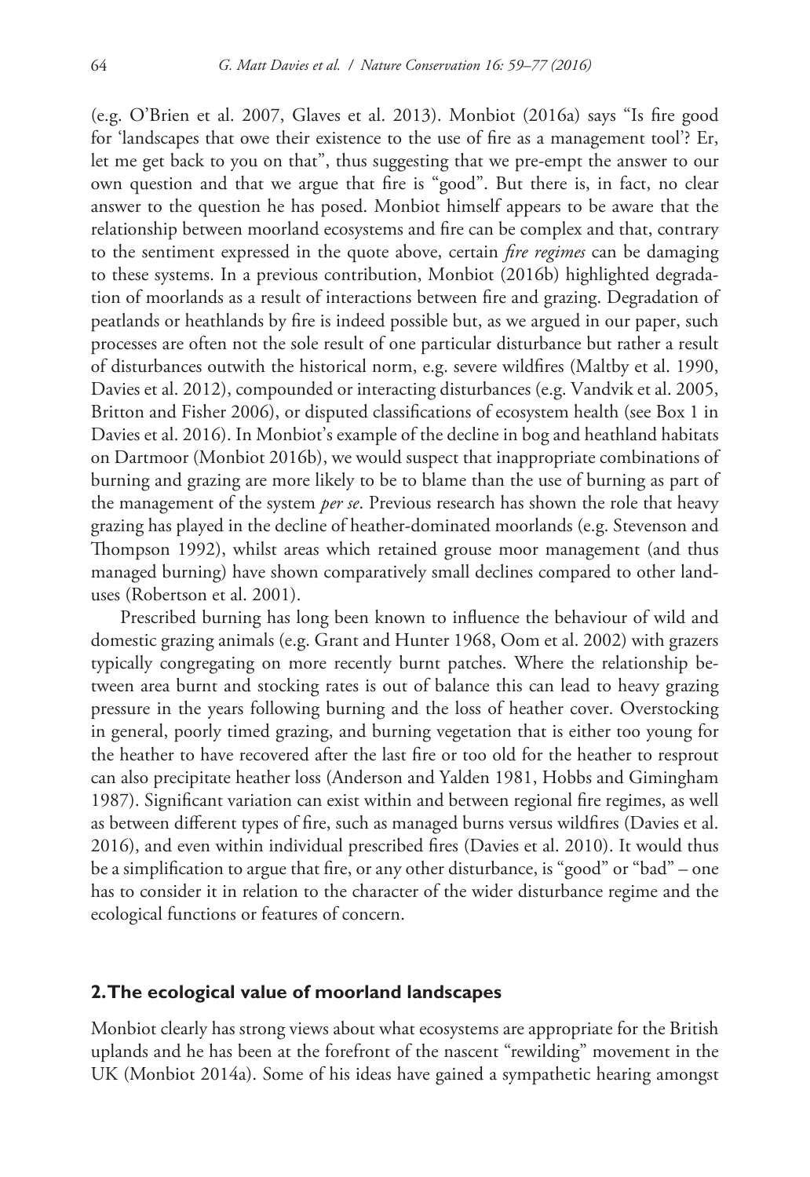(e.g. O'Brien et al. 2007, Glaves et al. 2013). Monbiot (2016a) says "Is fire good for 'landscapes that owe their existence to the use of fire as a management tool'? Er, let me get back to you on that", thus suggesting that we pre-empt the answer to our own question and that we argue that fire is "good". But there is, in fact, no clear answer to the question he has posed. Monbiot himself appears to be aware that the relationship between moorland ecosystems and fire can be complex and that, contrary to the sentiment expressed in the quote above, certain *fire regimes* can be damaging to these systems. In a previous contribution, Monbiot (2016b) highlighted degradation of moorlands as a result of interactions between fire and grazing. Degradation of peatlands or heathlands by fire is indeed possible but, as we argued in our paper, such processes are often not the sole result of one particular disturbance but rather a result of disturbances outwith the historical norm, e.g. severe wildfires (Maltby et al. 1990, Davies et al. 2012), compounded or interacting disturbances (e.g. Vandvik et al. 2005, Britton and Fisher 2006), or disputed classifications of ecosystem health (see Box 1 in Davies et al. 2016). In Monbiot's example of the decline in bog and heathland habitats on Dartmoor (Monbiot 2016b), we would suspect that inappropriate combinations of burning and grazing are more likely to be to blame than the use of burning as part of the management of the system *per se*. Previous research has shown the role that heavy grazing has played in the decline of heather-dominated moorlands (e.g. Stevenson and Thompson 1992), whilst areas which retained grouse moor management (and thus managed burning) have shown comparatively small declines compared to other land-uses (Robertson et al. 2001).

Prescribed burning has long been known to influence the behaviour of wild and domestic grazing animals (e.g. Grant and Hunter 1968, Oom et al. 2002) with grazers typically congregating on more recently burnt patches. Where the relationship between area burnt and stocking rates is out of balance this can lead to heavy grazing pressure in the years following burning and the loss of heather cover. Overstocking in general, poorly timed grazing, and burning vegetation that is either too young for the heather to have recovered after the last fire or too old for the heather to resprout can also precipitate heather loss (Anderson and Yalden 1981, Hobbs and Gimingham 1987). Significant variation can exist within and between regional fire regimes, as well as between different types of fire, such as managed burns versus wildfires (Davies et al. 2016), and even within individual prescribed fires (Davies et al. 2010). It would thus be a simplification to argue that fire, or any other disturbance, is "good" or "bad" – one has to consider it in relation to the character of the wider disturbance regime and the ecological functions or features of concern.

## 2. The ecological value of moorland landscapes

Monbiot clearly has strong views about what ecosystems are appropriate for the British uplands and he has been at the forefront of the nascent "rewilding" movement in the UK (Monbiot 2014a). Some of his ideas have gained a sympathetic hearing amongst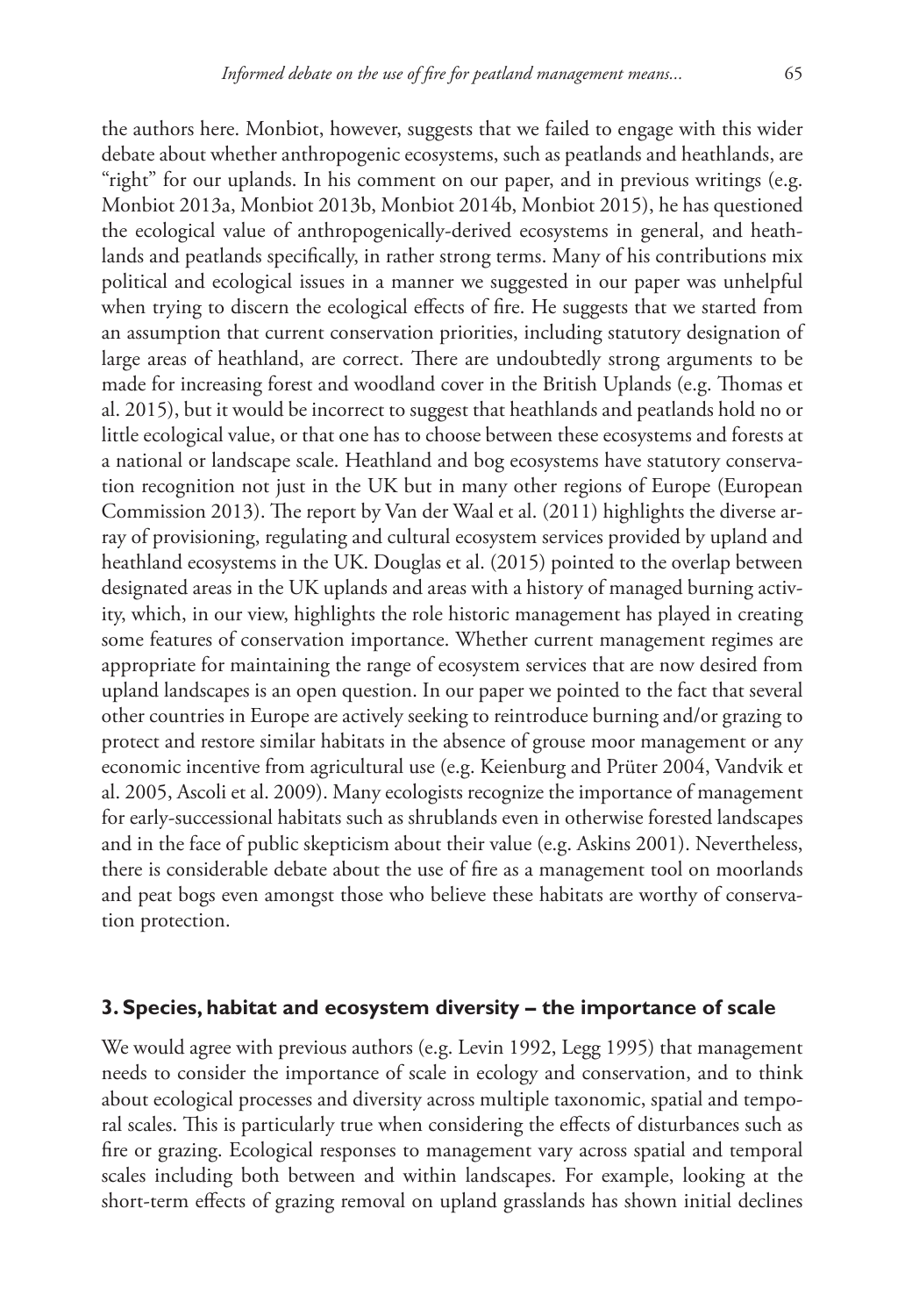the authors here. Monbiot, however, suggests that we failed to engage with this wider debate about whether anthropogenic ecosystems, such as peatlands and heathlands, are "right" for our uplands. In his comment on our paper, and in previous writings (e.g. Monbiot 2013a, Monbiot 2013b, Monbiot 2014b, Monbiot 2015), he has questioned the ecological value of anthropogenically-derived ecosystems in general, and heathlands and peatlands specifically, in rather strong terms. Many of his contributions mix political and ecological issues in a manner we suggested in our paper was unhelpful when trying to discern the ecological effects of fire. He suggests that we started from an assumption that current conservation priorities, including statutory designation of large areas of heathland, are correct. There are undoubtedly strong arguments to be made for increasing forest and woodland cover in the British Uplands (e.g. Thomas et al. 2015), but it would be incorrect to suggest that heathlands and peatlands hold no or little ecological value, or that one has to choose between these ecosystems and forests at a national or landscape scale. Heathland and bog ecosystems have statutory conservation recognition not just in the UK but in many other regions of Europe (European Commission 2013). The report by Van der Waal et al. (2011) highlights the diverse array of provisioning, regulating and cultural ecosystem services provided by upland and heathland ecosystems in the UK. Douglas et al. (2015) pointed to the overlap between designated areas in the UK uplands and areas with a history of managed burning activity, which, in our view, highlights the role historic management has played in creating some features of conservation importance. Whether current management regimes are appropriate for maintaining the range of ecosystem services that are now desired from upland landscapes is an open question. In our paper we pointed to the fact that several other countries in Europe are actively seeking to reintroduce burning and/or grazing to protect and restore similar habitats in the absence of grouse moor management or any economic incentive from agricultural use (e.g. Keienburg and Prüter 2004, Vandvik et al. 2005, Ascoli et al. 2009). Many ecologists recognize the importance of management for early-successional habitats such as shrublands even in otherwise forested landscapes and in the face of public skepticism about their value (e.g. Askins 2001). Nevertheless, there is considerable debate about the use of fire as a management tool on moorlands and peat bogs even amongst those who believe these habitats are worthy of conservation protection.

## 3. Species, habitat and ecosystem diversity – the importance of scale

We would agree with previous authors (e.g. Levin 1992, Legg 1995) that management needs to consider the importance of scale in ecology and conservation, and to think about ecological processes and diversity across multiple taxonomic, spatial and temporal scales. This is particularly true when considering the effects of disturbances such as fire or grazing. Ecological responses to management vary across spatial and temporal scales including both between and within landscapes. For example, looking at the short-term effects of grazing removal on upland grasslands has shown initial declines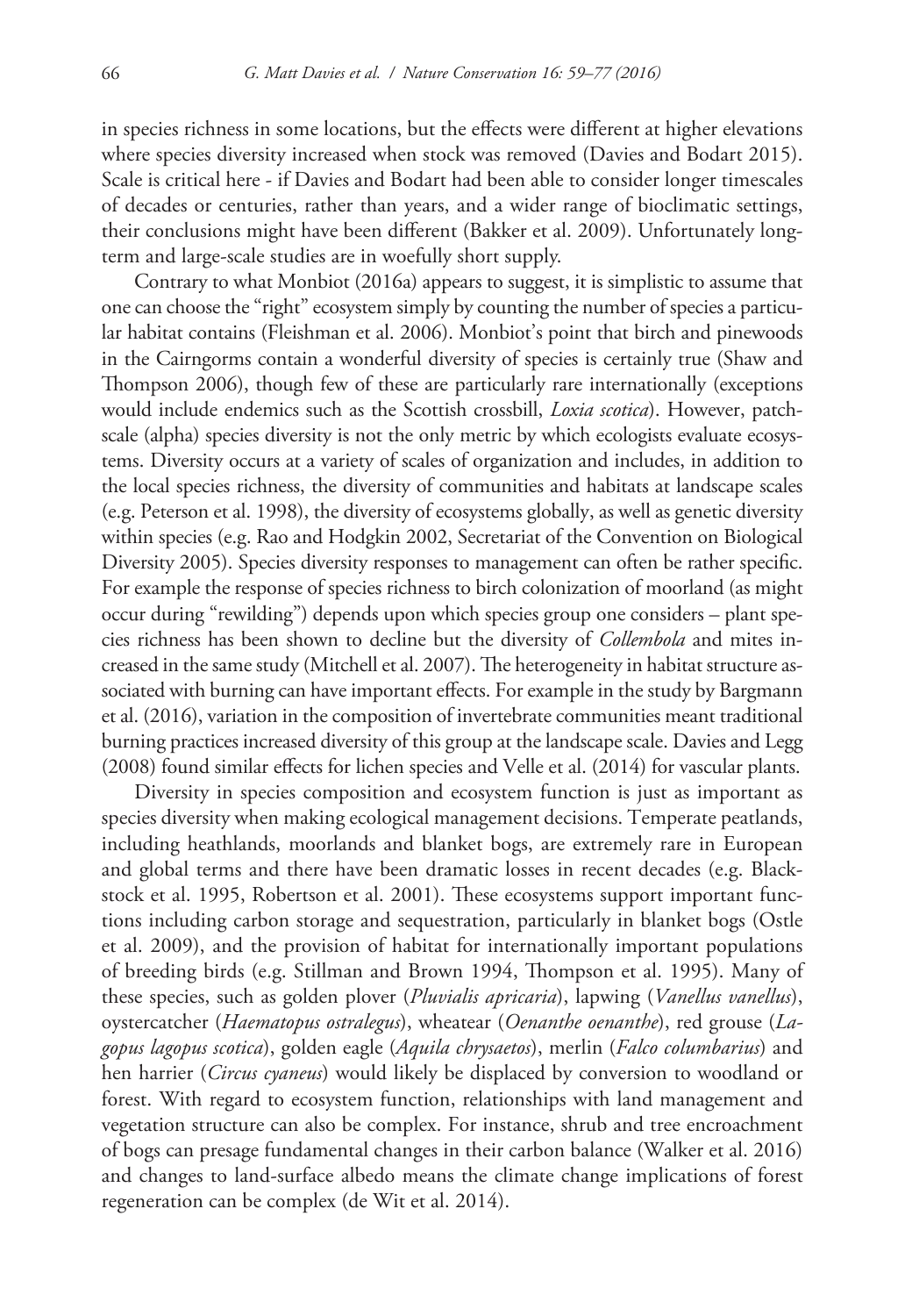in species richness in some locations, but the effects were different at higher elevations where species diversity increased when stock was removed (Davies and Bodart 2015). Scale is critical here - if Davies and Bodart had been able to consider longer timescales of decades or centuries, rather than years, and a wider range of bioclimatic settings, their conclusions might have been different (Bakker et al. 2009). Unfortunately long-term and large-scale studies are in woefully short supply.

Contrary to what Monbiot (2016a) appears to suggest, it is simplistic to assume that one can choose the "right" ecosystem simply by counting the number of species a particular habitat contains (Fleishman et al. 2006). Monbiot's point that birch and pinewoods in the Cairngorms contain a wonderful diversity of species is certainly true (Shaw and Thompson 2006), though few of these are particularly rare internationally (exceptions would include endemics such as the Scottish crossbill, *Loxia scotica*). However, patch-scale (alpha) species diversity is not the only metric by which ecologists evaluate ecosystems. Diversity occurs at a variety of scales of organization and includes, in addition to the local species richness, the diversity of communities and habitats at landscape scales (e.g. Peterson et al. 1998), the diversity of ecosystems globally, as well as genetic diversity within species (e.g. Rao and Hodgkin 2002, Secretariat of the Convention on Biological Diversity 2005). Species diversity responses to management can often be rather specific. For example the response of species richness to birch colonization of moorland (as might occur during "rewilding") depends upon which species group one considers – plant species richness has been shown to decline but the diversity of *Collembola* and mites increased in the same study (Mitchell et al. 2007). The heterogeneity in habitat structure associated with burning can have important effects. For example in the study by Bargmann et al. (2016), variation in the composition of invertebrate communities meant traditional burning practices increased diversity of this group at the landscape scale. Davies and Legg (2008) found similar effects for lichen species and Velle et al. (2014) for vascular plants.

Diversity in species composition and ecosystem function is just as important as species diversity when making ecological management decisions. Temperate peatlands, including heathlands, moorlands and blanket bogs, are extremely rare in European and global terms and there have been dramatic losses in recent decades (e.g. Blackstock et al. 1995, Robertson et al. 2001). These ecosystems support important functions including carbon storage and sequestration, particularly in blanket bogs (Ostle et al. 2009), and the provision of habitat for internationally important populations of breeding birds (e.g. Stillman and Brown 1994, Thompson et al. 1995). Many of these species, such as golden plover (*Pluvialis apricaria*), lapwing (*Vanellus vanellus*), oystercatcher (*Haematopus ostralegus*), wheatear (*Oenanthe oenanthe*), red grouse (*Lagopus lagopus scotica*), golden eagle (*Aquila chrysaetos*), merlin (*Falco columbarius*) and hen harrier (*Circus cyaneus*) would likely be displaced by conversion to woodland or forest. With regard to ecosystem function, relationships with land management and vegetation structure can also be complex. For instance, shrub and tree encroachment of bogs can presage fundamental changes in their carbon balance (Walker et al. 2016) and changes to land-surface albedo means the climate change implications of forest regeneration can be complex (de Wit et al. 2014).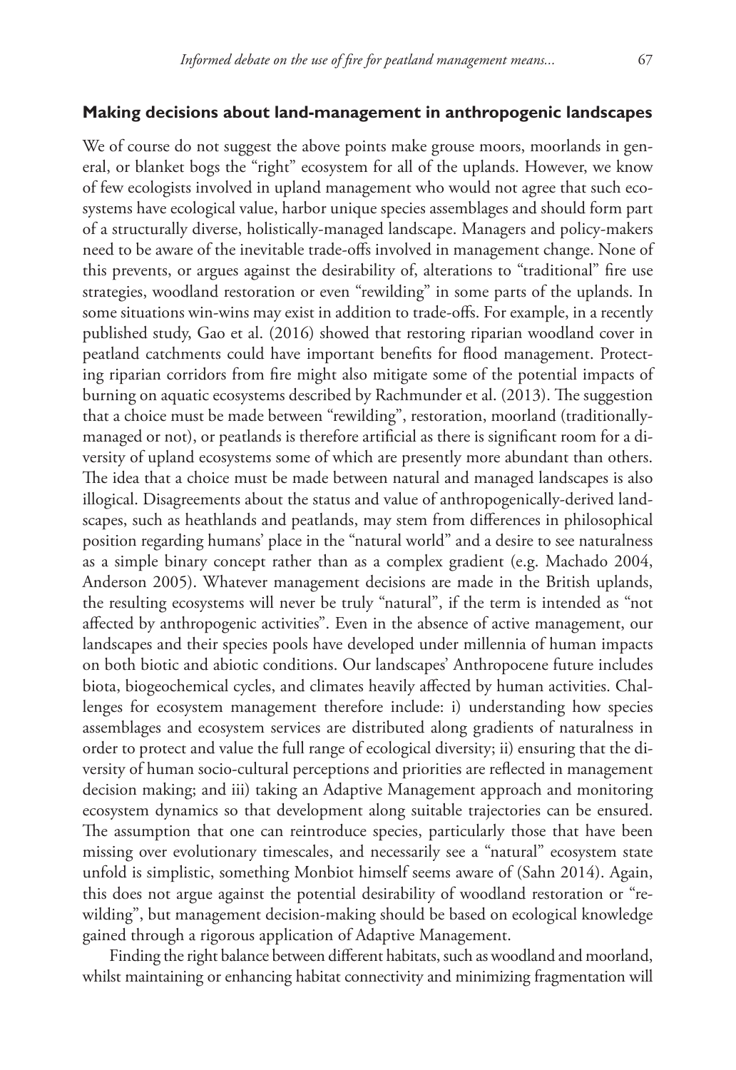## Making decisions about land-management in anthropogenic landscapes

We of course do not suggest the above points make grouse moors, moorlands in general, or blanket bogs the "right" ecosystem for all of the uplands. However, we know of few ecologists involved in upland management who would not agree that such ecosystems have ecological value, harbor unique species assemblages and should form part of a structurally diverse, holistically-managed landscape. Managers and policy-makers need to be aware of the inevitable trade-offs involved in management change. None of this prevents, or argues against the desirability of, alterations to "traditional" fire use strategies, woodland restoration or even "rewilding" in some parts of the uplands. In some situations win-wins may exist in addition to trade-offs. For example, in a recently published study, Gao et al. (2016) showed that restoring riparian woodland cover in peatland catchments could have important benefits for flood management. Protecting riparian corridors from fire might also mitigate some of the potential impacts of burning on aquatic ecosystems described by Rachmunder et al. (2013). The suggestion that a choice must be made between "rewilding", restoration, moorland (traditionally-managed or not), or peatlands is therefore artificial as there is significant room for a diversity of upland ecosystems some of which are presently more abundant than others. The idea that a choice must be made between natural and managed landscapes is also illogical. Disagreements about the status and value of anthropogenically-derived landscapes, such as heathlands and peatlands, may stem from differences in philosophical position regarding humans' place in the "natural world" and a desire to see naturalness as a simple binary concept rather than as a complex gradient (e.g. Machado 2004, Anderson 2005). Whatever management decisions are made in the British uplands, the resulting ecosystems will never be truly "natural", if the term is intended as "not affected by anthropogenic activities". Even in the absence of active management, our landscapes and their species pools have developed under millennia of human impacts on both biotic and abiotic conditions. Our landscapes' Anthropocene future includes biota, biogeochemical cycles, and climates heavily affected by human activities. Challenges for ecosystem management therefore include: i) understanding how species assemblages and ecosystem services are distributed along gradients of naturalness in order to protect and value the full range of ecological diversity; ii) ensuring that the diversity of human socio-cultural perceptions and priorities are reflected in management decision making; and iii) taking an Adaptive Management approach and monitoring ecosystem dynamics so that development along suitable trajectories can be ensured. The assumption that one can reintroduce species, particularly those that have been missing over evolutionary timescales, and necessarily see a "natural" ecosystem state unfold is simplistic, something Monbiot himself seems aware of (Sahn 2014). Again, this does not argue against the potential desirability of woodland restoration or "rewilding", but management decision-making should be based on ecological knowledge gained through a rigorous application of Adaptive Management.

Finding the right balance between different habitats, such as woodland and moorland, whilst maintaining or enhancing habitat connectivity and minimizing fragmentation will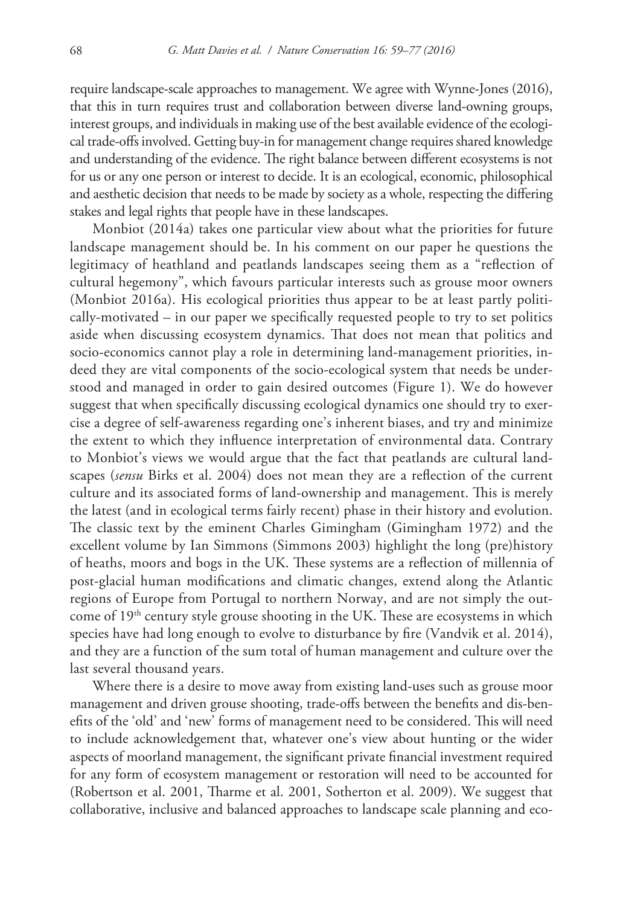require landscape-scale approaches to management. We agree with Wynne-Jones (2016), that this in turn requires trust and collaboration between diverse land-owning groups, interest groups, and individuals in making use of the best available evidence of the ecological trade-offs involved. Getting buy-in for management change requires shared knowledge and understanding of the evidence. The right balance between different ecosystems is not for us or any one person or interest to decide. It is an ecological, economic, philosophical and aesthetic decision that needs to be made by society as a whole, respecting the differing stakes and legal rights that people have in these landscapes.

Monbiot (2014a) takes one particular view about what the priorities for future landscape management should be. In his comment on our paper he questions the legitimacy of heathland and peatlands landscapes seeing them as a "reflection of cultural hegemony", which favours particular interests such as grouse moor owners (Monbiot 2016a). His ecological priorities thus appear to be at least partly politically-motivated – in our paper we specifically requested people to try to set politics aside when discussing ecosystem dynamics. That does not mean that politics and socio-economics cannot play a role in determining land-management priorities, indeed they are vital components of the socio-ecological system that needs be understood and managed in order to gain desired outcomes (Figure 1). We do however suggest that when specifically discussing ecological dynamics one should try to exercise a degree of self-awareness regarding one's inherent biases, and try and minimize the extent to which they influence interpretation of environmental data. Contrary to Monbiot's views we would argue that the fact that peatlands are cultural landscapes (*sensu* Birks et al. 2004) does not mean they are a reflection of the current culture and its associated forms of land-ownership and management. This is merely the latest (and in ecological terms fairly recent) phase in their history and evolution. The classic text by the eminent Charles Gimingham (Gimingham 1972) and the excellent volume by Ian Simmons (Simmons 2003) highlight the long (pre)history of heaths, moors and bogs in the UK. These systems are a reflection of millennia of post-glacial human modifications and climatic changes, extend along the Atlantic regions of Europe from Portugal to northern Norway, and are not simply the outcome of 19th century style grouse shooting in the UK. These are ecosystems in which species have had long enough to evolve to disturbance by fire (Vandvik et al. 2014), and they are a function of the sum total of human management and culture over the last several thousand years.

Where there is a desire to move away from existing land-uses such as grouse moor management and driven grouse shooting, trade-offs between the benefits and dis-benefits of the 'old' and 'new' forms of management need to be considered. This will need to include acknowledgement that, whatever one's view about hunting or the wider aspects of moorland management, the significant private financial investment required for any form of ecosystem management or restoration will need to be accounted for (Robertson et al. 2001, Tharme et al. 2001, Sotherton et al. 2009). We suggest that collaborative, inclusive and balanced approaches to landscape scale planning and eco-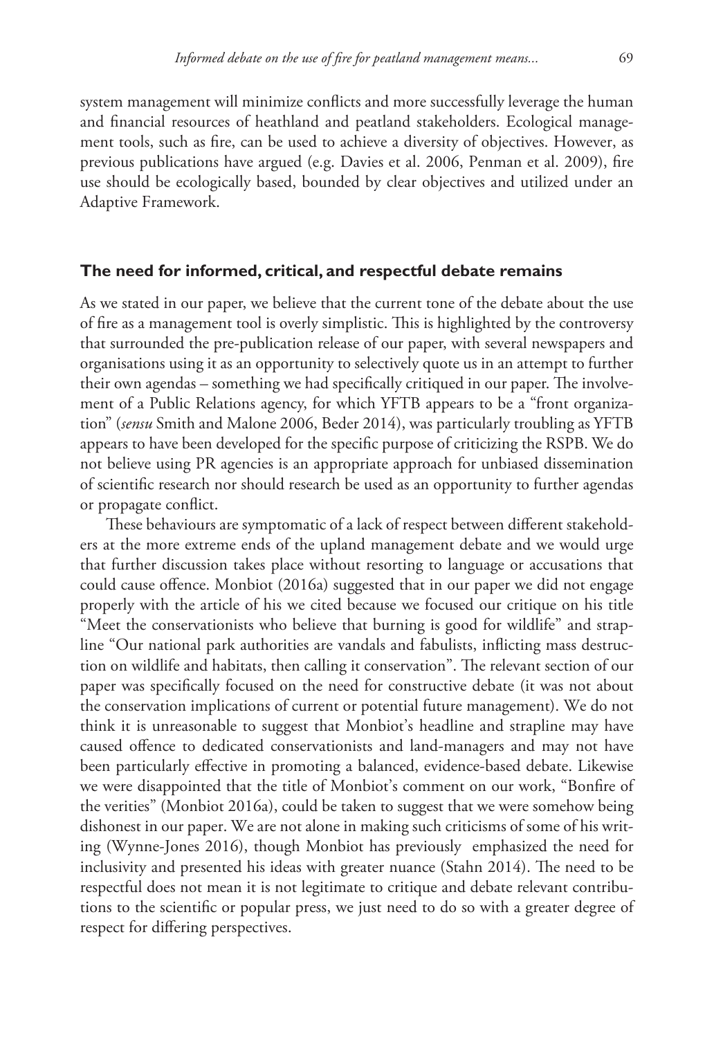system management will minimize conflicts and more successfully leverage the human and financial resources of heathland and peatland stakeholders. Ecological management tools, such as fire, can be used to achieve a diversity of objectives. However, as previous publications have argued (e.g. Davies et al. 2006, Penman et al. 2009), fire use should be ecologically based, bounded by clear objectives and utilized under an Adaptive Framework.

## The need for informed, critical, and respectful debate remains

As we stated in our paper, we believe that the current tone of the debate about the use of fire as a management tool is overly simplistic. This is highlighted by the controversy that surrounded the pre-publication release of our paper, with several newspapers and organisations using it as an opportunity to selectively quote us in an attempt to further their own agendas – something we had specifically critiqued in our paper. The involvement of a Public Relations agency, for which YFTB appears to be a "front organization" (*sensu* Smith and Malone 2006, Beder 2014), was particularly troubling as YFTB appears to have been developed for the specific purpose of criticizing the RSPB. We do not believe using PR agencies is an appropriate approach for unbiased dissemination of scientific research nor should research be used as an opportunity to further agendas or propagate conflict.

These behaviours are symptomatic of a lack of respect between different stakeholders at the more extreme ends of the upland management debate and we would urge that further discussion takes place without resorting to language or accusations that could cause offence. Monbiot (2016a) suggested that in our paper we did not engage properly with the article of his we cited because we focused our critique on his title "Meet the conservationists who believe that burning is good for wildlife" and strapline "Our national park authorities are vandals and fabulists, inflicting mass destruction on wildlife and habitats, then calling it conservation". The relevant section of our paper was specifically focused on the need for constructive debate (it was not about the conservation implications of current or potential future management). We do not think it is unreasonable to suggest that Monbiot's headline and strapline may have caused offence to dedicated conservationists and land-managers and may not have been particularly effective in promoting a balanced, evidence-based debate. Likewise we were disappointed that the title of Monbiot's comment on our work, "Bonfire of the verities" (Monbiot 2016a), could be taken to suggest that we were somehow being dishonest in our paper. We are not alone in making such criticisms of some of his writing (Wynne-Jones 2016), though Monbiot has previously emphasized the need for inclusivity and presented his ideas with greater nuance (Stahn 2014). The need to be respectful does not mean it is not legitimate to critique and debate relevant contributions to the scientific or popular press, we just need to do so with a greater degree of respect for differing perspectives.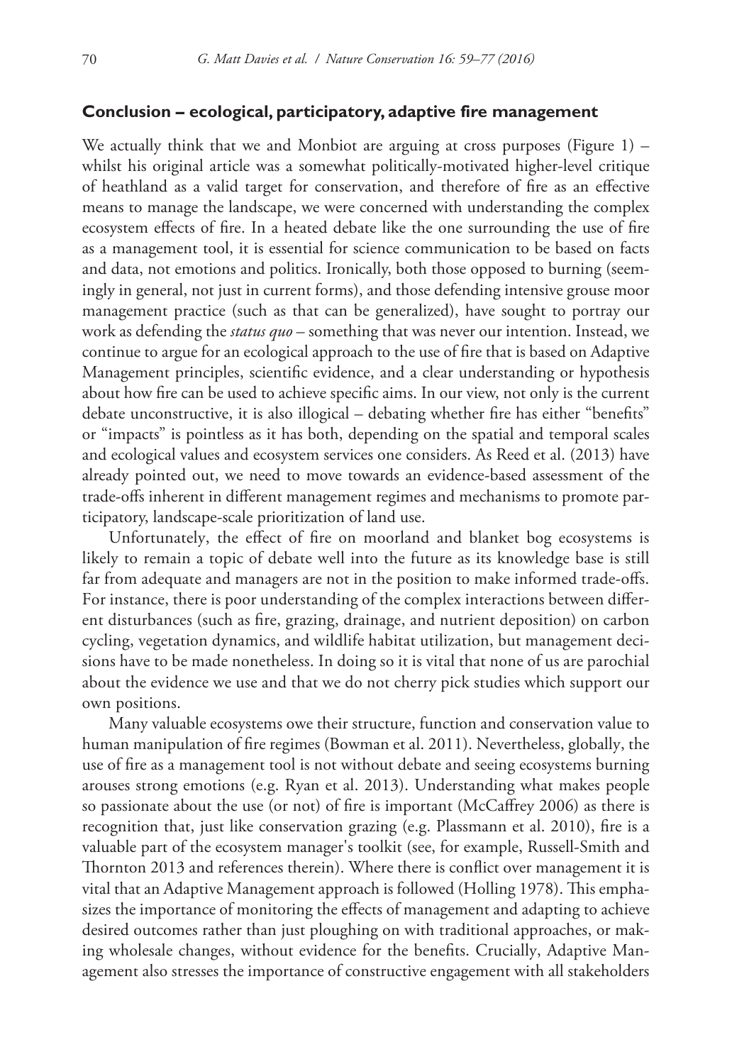## Conclusion – ecological, participatory, adaptive fire management

We actually think that we and Monbiot are arguing at cross purposes (Figure 1) – whilst his original article was a somewhat politically-motivated higher-level critique of heathland as a valid target for conservation, and therefore of fire as an effective means to manage the landscape, we were concerned with understanding the complex ecosystem effects of fire. In a heated debate like the one surrounding the use of fire as a management tool, it is essential for science communication to be based on facts and data, not emotions and politics. Ironically, both those opposed to burning (seemingly in general, not just in current forms), and those defending intensive grouse moor management practice (such as that can be generalized), have sought to portray our work as defending the *status quo* – something that was never our intention. Instead, we continue to argue for an ecological approach to the use of fire that is based on Adaptive Management principles, scientific evidence, and a clear understanding or hypothesis about how fire can be used to achieve specific aims. In our view, not only is the current debate unconstructive, it is also illogical – debating whether fire has either "benefits" or "impacts" is pointless as it has both, depending on the spatial and temporal scales and ecological values and ecosystem services one considers. As Reed et al. (2013) have already pointed out, we need to move towards an evidence-based assessment of the trade-offs inherent in different management regimes and mechanisms to promote participatory, landscape-scale prioritization of land use.

Unfortunately, the effect of fire on moorland and blanket bog ecosystems is likely to remain a topic of debate well into the future as its knowledge base is still far from adequate and managers are not in the position to make informed trade-offs. For instance, there is poor understanding of the complex interactions between different disturbances (such as fire, grazing, drainage, and nutrient deposition) on carbon cycling, vegetation dynamics, and wildlife habitat utilization, but management decisions have to be made nonetheless. In doing so it is vital that none of us are parochial about the evidence we use and that we do not cherry pick studies which support our own positions.

Many valuable ecosystems owe their structure, function and conservation value to human manipulation of fire regimes (Bowman et al. 2011). Nevertheless, globally, the use of fire as a management tool is not without debate and seeing ecosystems burning arouses strong emotions (e.g. Ryan et al. 2013). Understanding what makes people so passionate about the use (or not) of fire is important (McCaffrey 2006) as there is recognition that, just like conservation grazing (e.g. Plassmann et al. 2010), fire is a valuable part of the ecosystem manager's toolkit (see, for example, Russell-Smith and Thornton 2013 and references therein). Where there is conflict over management it is vital that an Adaptive Management approach is followed (Holling 1978). This emphasizes the importance of monitoring the effects of management and adapting to achieve desired outcomes rather than just ploughing on with traditional approaches, or making wholesale changes, without evidence for the benefits. Crucially, Adaptive Management also stresses the importance of constructive engagement with all stakeholders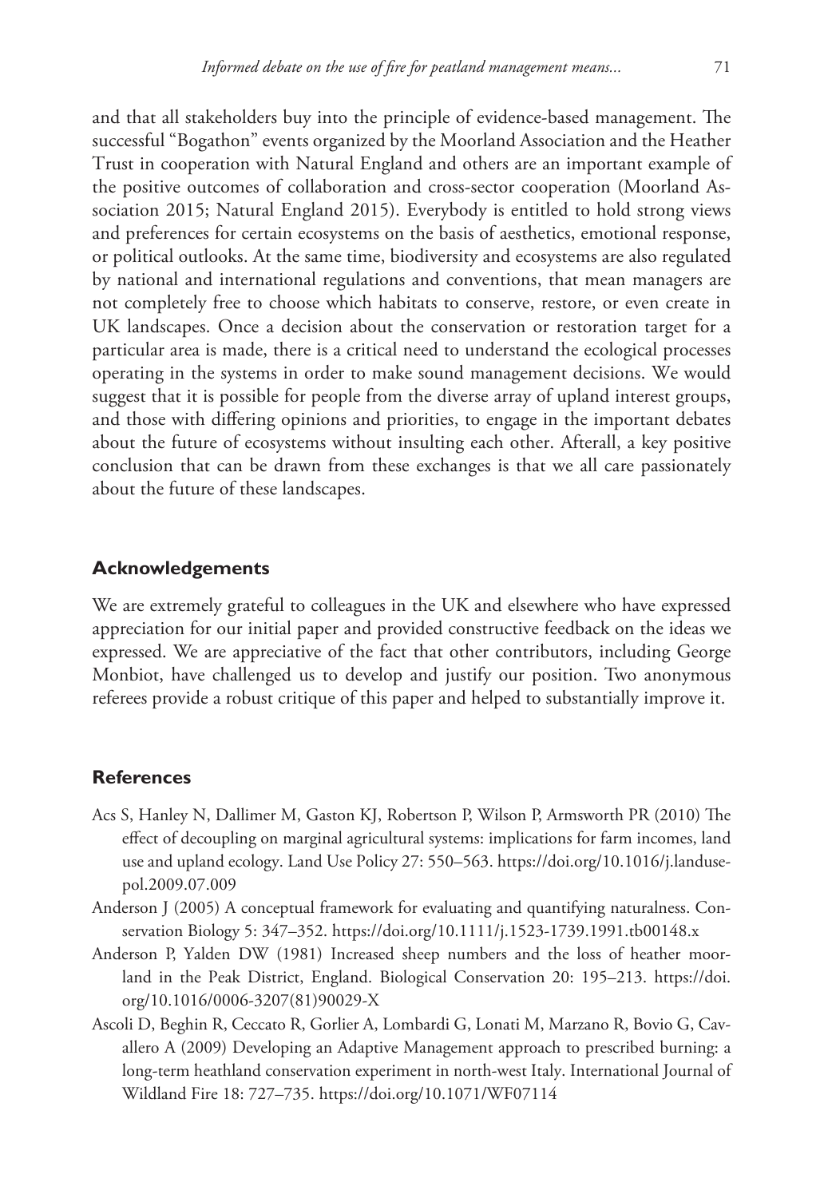and that all stakeholders buy into the principle of evidence-based management. The successful "Bogathon" events organized by the Moorland Association and the Heather Trust in cooperation with Natural England and others are an important example of the positive outcomes of collaboration and cross-sector cooperation (Moorland Association 2015; Natural England 2015). Everybody is entitled to hold strong views and preferences for certain ecosystems on the basis of aesthetics, emotional response, or political outlooks. At the same time, biodiversity and ecosystems are also regulated by national and international regulations and conventions, that mean managers are not completely free to choose which habitats to conserve, restore, or even create in UK landscapes. Once a decision about the conservation or restoration target for a particular area is made, there is a critical need to understand the ecological processes operating in the systems in order to make sound management decisions. We would suggest that it is possible for people from the diverse array of upland interest groups, and those with differing opinions and priorities, to engage in the important debates about the future of ecosystems without insulting each other. Afterall, a key positive conclusion that can be drawn from these exchanges is that we all care passionately about the future of these landscapes.

## Acknowledgements

We are extremely grateful to colleagues in the UK and elsewhere who have expressed appreciation for our initial paper and provided constructive feedback on the ideas we expressed. We are appreciative of the fact that other contributors, including George Monbiot, have challenged us to develop and justify our position. Two anonymous referees provide a robust critique of this paper and helped to substantially improve it.

## References

Acs S, Hanley N, Dallimer M, Gaston KJ, Robertson P, Wilson P, Armsworth PR (2010) The effect of decoupling on marginal agricultural systems: implications for farm incomes, land use and upland ecology. Land Use Policy 27: 550–563. https://doi.org/10.1016/j.landusepol.2009.07.009

Anderson J (2005) A conceptual framework for evaluating and quantifying naturalness. Conservation Biology 5: 347–352. https://doi.org/10.1111/j.1523-1739.1991.tb00148.x

Anderson P, Yalden DW (1981) Increased sheep numbers and the loss of heather moorland in the Peak District, England. Biological Conservation 20: 195–213. https://doi.org/10.1016/0006-3207(81)90029-X

Ascoli D, Beghin R, Ceccato R, Gorlier A, Lombardi G, Lonati M, Marzano R, Bovio G, Cavallero A (2009) Developing an Adaptive Management approach to prescribed burning: a long-term heathland conservation experiment in north-west Italy. International Journal of Wildland Fire 18: 727–735. https://doi.org/10.1071/WF07114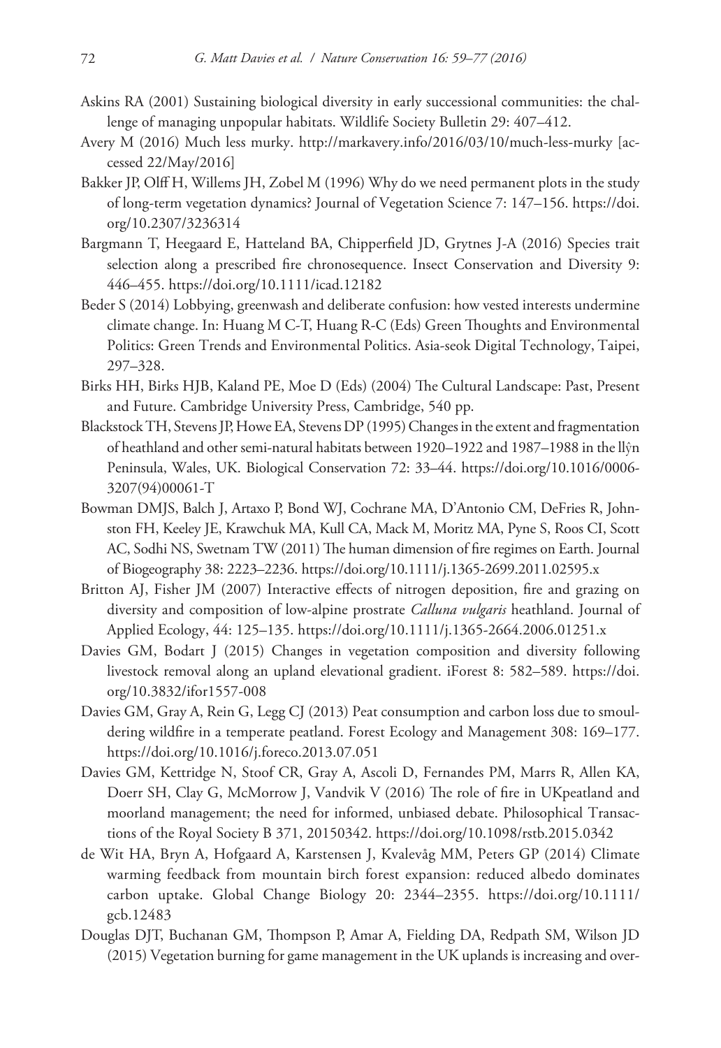Askins RA (2001) Sustaining biological diversity in early successional communities: the challenge of managing unpopular habitats. Wildlife Society Bulletin 29: 407–412.

Avery M (2016) Much less murky. http://markavery.info/2016/03/10/much-less-murky [accessed 22/May/2016]

Bakker JP, Olff H, Willems JH, Zobel M (1996) Why do we need permanent plots in the study of long-term vegetation dynamics? Journal of Vegetation Science 7: 147–156. https://doi.org/10.2307/3236314

Bargmann T, Heegaard E, Hatteland BA, Chipperfield JD, Grytnes J-A (2016) Species trait selection along a prescribed fire chronosequence. Insect Conservation and Diversity 9: 446–455. https://doi.org/10.1111/icad.12182

Beder S (2014) Lobbying, greenwash and deliberate confusion: how vested interests undermine climate change. In: Huang M C-T, Huang R-C (Eds) Green Thoughts and Environmental Politics: Green Trends and Environmental Politics. Asia-seok Digital Technology, Taipei, 297–328.

Birks HH, Birks HJB, Kaland PE, Moe D (Eds) (2004) The Cultural Landscape: Past, Present and Future. Cambridge University Press, Cambridge, 540 pp.

Blackstock TH, Stevens JP, Howe EA, Stevens DP (1995) Changes in the extent and fragmentation of heathland and other semi-natural habitats between 1920–1922 and 1987–1988 in the llŷn Peninsula, Wales, UK. Biological Conservation 72: 33–44. https://doi.org/10.1016/0006-3207(94)00061-T

Bowman DMJS, Balch J, Artaxo P, Bond WJ, Cochrane MA, D'Antonio CM, DeFries R, Johnston FH, Keeley JE, Krawchuk MA, Kull CA, Mack M, Moritz MA, Pyne S, Roos CI, Scott AC, Sodhi NS, Swetnam TW (2011) The human dimension of fire regimes on Earth. Journal of Biogeography 38: 2223–2236. https://doi.org/10.1111/j.1365-2699.2011.02595.x

Britton AJ, Fisher JM (2007) Interactive effects of nitrogen deposition, fire and grazing on diversity and composition of low-alpine prostrate *Calluna vulgaris* heathland. Journal of Applied Ecology, 44: 125–135. https://doi.org/10.1111/j.1365-2664.2006.01251.x

Davies GM, Bodart J (2015) Changes in vegetation composition and diversity following livestock removal along an upland elevational gradient. iForest 8: 582–589. https://doi.org/10.3832/ifor1557-008

Davies GM, Gray A, Rein G, Legg CJ (2013) Peat consumption and carbon loss due to smouldering wildfire in a temperate peatland. Forest Ecology and Management 308: 169–177. https://doi.org/10.1016/j.foreco.2013.07.051

Davies GM, Kettridge N, Stoof CR, Gray A, Ascoli D, Fernandes PM, Marrs R, Allen KA, Doerr SH, Clay G, McMorrow J, Vandvik V (2016) The role of fire in UKpeatland and moorland management; the need for informed, unbiased debate. Philosophical Transactions of the Royal Society B 371, 20150342. https://doi.org/10.1098/rstb.2015.0342

de Wit HA, Bryn A, Hofgaard A, Karstensen J, Kvalevåg MM, Peters GP (2014) Climate warming feedback from mountain birch forest expansion: reduced albedo dominates carbon uptake. Global Change Biology 20: 2344–2355. https://doi.org/10.1111/gcb.12483

Douglas DJT, Buchanan GM, Thompson P, Amar A, Fielding DA, Redpath SM, Wilson JD (2015) Vegetation burning for game management in the UK uplands is increasing and over-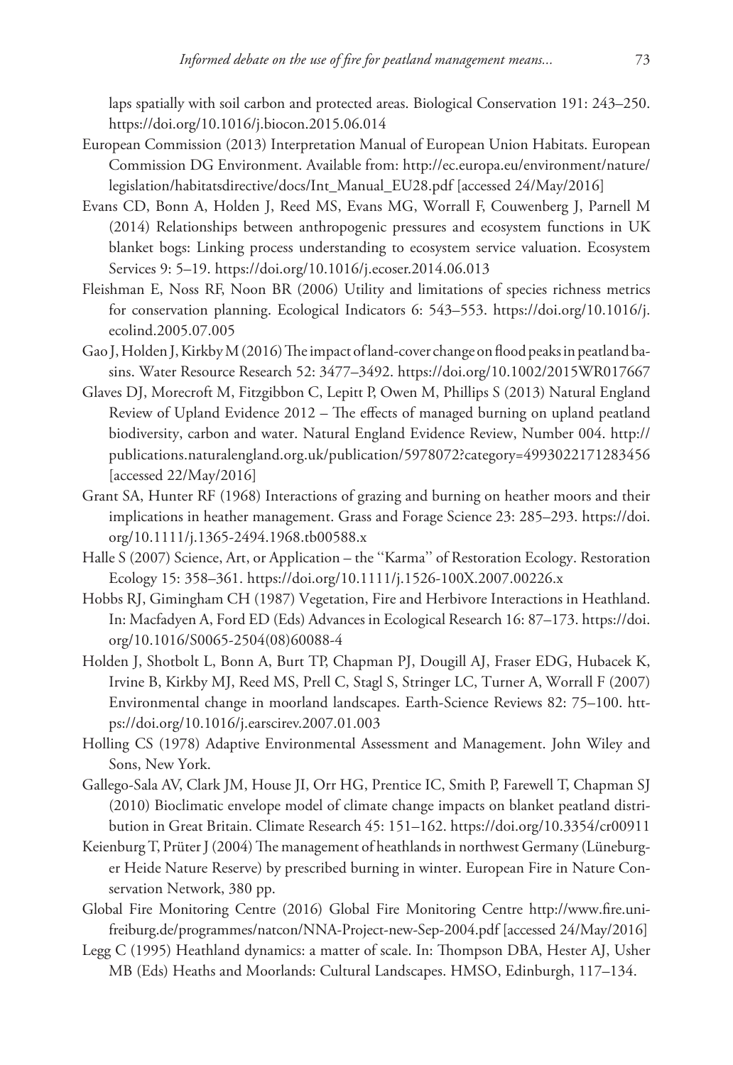laps spatially with soil carbon and protected areas. Biological Conservation 191: 243–250. https://doi.org/10.1016/j.biocon.2015.06.014

European Commission (2013) Interpretation Manual of European Union Habitats. European Commission DG Environment. Available from: http://ec.europa.eu/environment/nature/legislation/habitatsdirective/docs/Int_Manual_EU28.pdf [accessed 24/May/2016]

Evans CD, Bonn A, Holden J, Reed MS, Evans MG, Worrall F, Couwenberg J, Parnell M (2014) Relationships between anthropogenic pressures and ecosystem functions in UK blanket bogs: Linking process understanding to ecosystem service valuation. Ecosystem Services 9: 5–19. https://doi.org/10.1016/j.ecoser.2014.06.013

Fleishman E, Noss RF, Noon BR (2006) Utility and limitations of species richness metrics for conservation planning. Ecological Indicators 6: 543–553. https://doi.org/10.1016/j.ecolind.2005.07.005

Gao J, Holden J, Kirkby M (2016) The impact of land-cover change on flood peaks in peatland basins. Water Resource Research 52: 3477–3492. https://doi.org/10.1002/2015WR017667

Glaves DJ, Morecroft M, Fitzgibbon C, Lepitt P, Owen M, Phillips S (2013) Natural England Review of Upland Evidence 2012 – The effects of managed burning on upland peatland biodiversity, carbon and water. Natural England Evidence Review, Number 004. http://publications.naturalengland.org.uk/publication/5978072?category=4993022171283456 [accessed 22/May/2016]

Grant SA, Hunter RF (1968) Interactions of grazing and burning on heather moors and their implications in heather management. Grass and Forage Science 23: 285–293. https://doi.org/10.1111/j.1365-2494.1968.tb00588.x

Halle S (2007) Science, Art, or Application – the ''Karma'' of Restoration Ecology. Restoration Ecology 15: 358–361. https://doi.org/10.1111/j.1526-100X.2007.00226.x

Hobbs RJ, Gimingham CH (1987) Vegetation, Fire and Herbivore Interactions in Heathland. In: Macfadyen A, Ford ED (Eds) Advances in Ecological Research 16: 87–173. https://doi.org/10.1016/S0065-2504(08)60088-4

Holden J, Shotbolt L, Bonn A, Burt TP, Chapman PJ, Dougill AJ, Fraser EDG, Hubacek K, Irvine B, Kirkby MJ, Reed MS, Prell C, Stagl S, Stringer LC, Turner A, Worrall F (2007) Environmental change in moorland landscapes. Earth-Science Reviews 82: 75–100. https://doi.org/10.1016/j.earscirev.2007.01.003

Holling CS (1978) Adaptive Environmental Assessment and Management. John Wiley and Sons, New York.

Gallego-Sala AV, Clark JM, House JI, Orr HG, Prentice IC, Smith P, Farewell T, Chapman SJ (2010) Bioclimatic envelope model of climate change impacts on blanket peatland distribution in Great Britain. Climate Research 45: 151–162. https://doi.org/10.3354/cr00911

Keienburg T, Prüter J (2004) The management of heathlands in northwest Germany (Lüneburger Heide Nature Reserve) by prescribed burning in winter. European Fire in Nature Conservation Network, 380 pp.

Global Fire Monitoring Centre (2016) Global Fire Monitoring Centre http://www.fire.uni-freiburg.de/programmes/natcon/NNA-Project-new-Sep-2004.pdf [accessed 24/May/2016]

Legg C (1995) Heathland dynamics: a matter of scale. In: Thompson DBA, Hester AJ, Usher MB (Eds) Heaths and Moorlands: Cultural Landscapes. HMSO, Edinburgh, 117–134.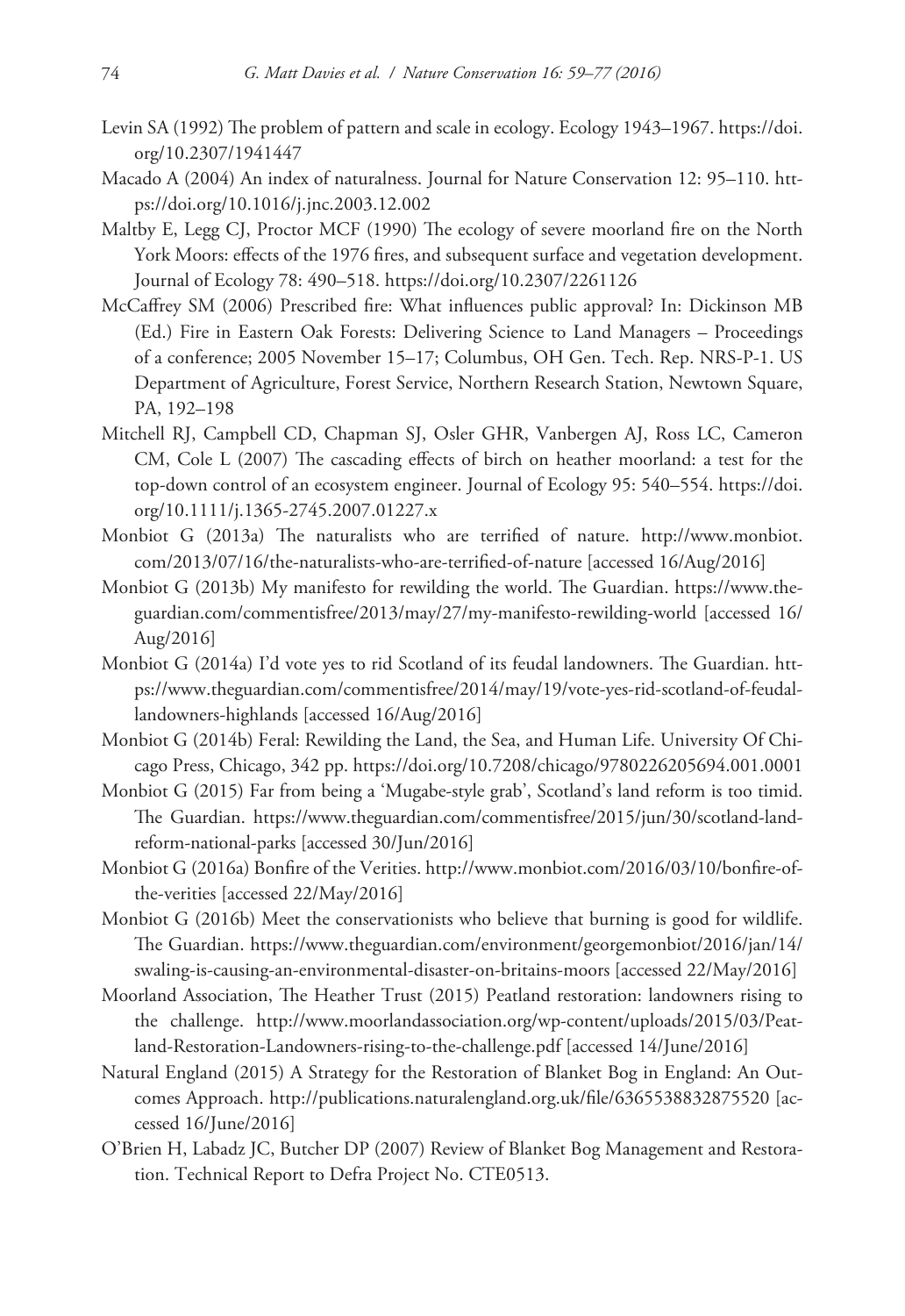Levin SA (1992) The problem of pattern and scale in ecology. Ecology 1943–1967. https://doi.org/10.2307/1941447

Macado A (2004) An index of naturalness. Journal for Nature Conservation 12: 95–110. https://doi.org/10.1016/j.jnc.2003.12.002

Maltby E, Legg CJ, Proctor MCF (1990) The ecology of severe moorland fire on the North York Moors: effects of the 1976 fires, and subsequent surface and vegetation development. Journal of Ecology 78: 490–518. https://doi.org/10.2307/2261126

McCaffrey SM (2006) Prescribed fire: What influences public approval? In: Dickinson MB (Ed.) Fire in Eastern Oak Forests: Delivering Science to Land Managers – Proceedings of a conference; 2005 November 15–17; Columbus, OH Gen. Tech. Rep. NRS-P-1. US Department of Agriculture, Forest Service, Northern Research Station, Newtown Square, PA, 192–198

Mitchell RJ, Campbell CD, Chapman SJ, Osler GHR, Vanbergen AJ, Ross LC, Cameron CM, Cole L (2007) The cascading effects of birch on heather moorland: a test for the top-down control of an ecosystem engineer. Journal of Ecology 95: 540–554. https://doi.org/10.1111/j.1365-2745.2007.01227.x

Monbiot G (2013a) The naturalists who are terrified of nature. http://www.monbiot.com/2013/07/16/the-naturalists-who-are-terrified-of-nature [accessed 16/Aug/2016]

Monbiot G (2013b) My manifesto for rewilding the world. The Guardian. https://www.theguardian.com/commentisfree/2013/may/27/my-manifesto-rewilding-world [accessed 16/Aug/2016]

Monbiot G (2014a) I'd vote yes to rid Scotland of its feudal landowners. The Guardian. https://www.theguardian.com/commentisfree/2014/may/19/vote-yes-rid-scotland-of-feudal-landowners-highlands [accessed 16/Aug/2016]

Monbiot G (2014b) Feral: Rewilding the Land, the Sea, and Human Life. University Of Chicago Press, Chicago, 342 pp. https://doi.org/10.7208/chicago/9780226205694.001.0001

Monbiot G (2015) Far from being a 'Mugabe-style grab', Scotland's land reform is too timid. The Guardian. https://www.theguardian.com/commentisfree/2015/jun/30/scotland-land-reform-national-parks [accessed 30/Jun/2016]

Monbiot G (2016a) Bonfire of the Verities. http://www.monbiot.com/2016/03/10/bonfire-of-the-verities [accessed 22/May/2016]

Monbiot G (2016b) Meet the conservationists who believe that burning is good for wildlife. The Guardian. https://www.theguardian.com/environment/georgemonbiot/2016/jan/14/swaling-is-causing-an-environmental-disaster-on-britains-moors [accessed 22/May/2016]

Moorland Association, The Heather Trust (2015) Peatland restoration: landowners rising to the challenge. http://www.moorlandassociation.org/wp-content/uploads/2015/03/Peatland-Restoration-Landowners-rising-to-the-challenge.pdf [accessed 14/June/2016]

Natural England (2015) A Strategy for the Restoration of Blanket Bog in England: An Outcomes Approach. http://publications.naturalengland.org.uk/file/6365538832875520 [accessed 16/June/2016]

O'Brien H, Labadz JC, Butcher DP (2007) Review of Blanket Bog Management and Restoration. Technical Report to Defra Project No. CTE0513.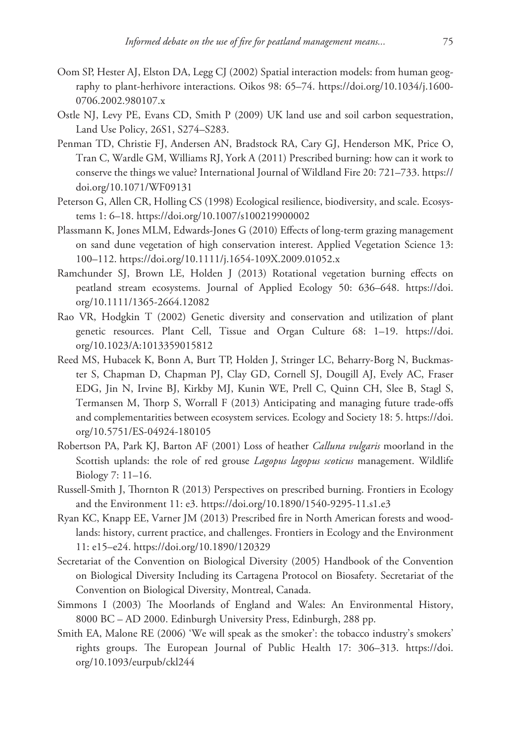Oom SP, Hester AJ, Elston DA, Legg CJ (2002) Spatial interaction models: from human geography to plant-herhivore interactions. Oikos 98: 65–74. https://doi.org/10.1034/j.1600-0706.2002.980107.x

Ostle NJ, Levy PE, Evans CD, Smith P (2009) UK land use and soil carbon sequestration, Land Use Policy, 26S1, S274–S283.

Penman TD, Christie FJ, Andersen AN, Bradstock RA, Cary GJ, Henderson MK, Price O, Tran C, Wardle GM, Williams RJ, York A (2011) Prescribed burning: how can it work to conserve the things we value? International Journal of Wildland Fire 20: 721–733. https://doi.org/10.1071/WF09131

Peterson G, Allen CR, Holling CS (1998) Ecological resilience, biodiversity, and scale. Ecosystems 1: 6–18. https://doi.org/10.1007/s100219900002

Plassmann K, Jones MLM, Edwards-Jones G (2010) Effects of long-term grazing management on sand dune vegetation of high conservation interest. Applied Vegetation Science 13: 100–112. https://doi.org/10.1111/j.1654-109X.2009.01052.x

Ramchunder SJ, Brown LE, Holden J (2013) Rotational vegetation burning effects on peatland stream ecosystems. Journal of Applied Ecology 50: 636–648. https://doi.org/10.1111/1365-2664.12082

Rao VR, Hodgkin T (2002) Genetic diversity and conservation and utilization of plant genetic resources. Plant Cell, Tissue and Organ Culture 68: 1–19. https://doi.org/10.1023/A:1013359015812

Reed MS, Hubacek K, Bonn A, Burt TP, Holden J, Stringer LC, Beharry-Borg N, Buckmaster S, Chapman D, Chapman PJ, Clay GD, Cornell SJ, Dougill AJ, Evely AC, Fraser EDG, Jin N, Irvine BJ, Kirkby MJ, Kunin WE, Prell C, Quinn CH, Slee B, Stagl S, Termansen M, Thorp S, Worrall F (2013) Anticipating and managing future trade-offs and complementarities between ecosystem services. Ecology and Society 18: 5. https://doi.org/10.5751/ES-04924-180105

Robertson PA, Park KJ, Barton AF (2001) Loss of heather *Calluna vulgaris* moorland in the Scottish uplands: the role of red grouse *Lagopus lagopus scoticus* management. Wildlife Biology 7: 11–16.

Russell-Smith J, Thornton R (2013) Perspectives on prescribed burning. Frontiers in Ecology and the Environment 11: e3. https://doi.org/10.1890/1540-9295-11.s1.e3

Ryan KC, Knapp EE, Varner JM (2013) Prescribed fire in North American forests and woodlands: history, current practice, and challenges. Frontiers in Ecology and the Environment 11: e15–e24. https://doi.org/10.1890/120329

Secretariat of the Convention on Biological Diversity (2005) Handbook of the Convention on Biological Diversity Including its Cartagena Protocol on Biosafety. Secretariat of the Convention on Biological Diversity, Montreal, Canada.

Simmons I (2003) The Moorlands of England and Wales: An Environmental History, 8000 BC – AD 2000. Edinburgh University Press, Edinburgh, 288 pp.

Smith EA, Malone RE (2006) 'We will speak as the smoker': the tobacco industry's smokers' rights groups. The European Journal of Public Health 17: 306–313. https://doi.org/10.1093/eurpub/ckl244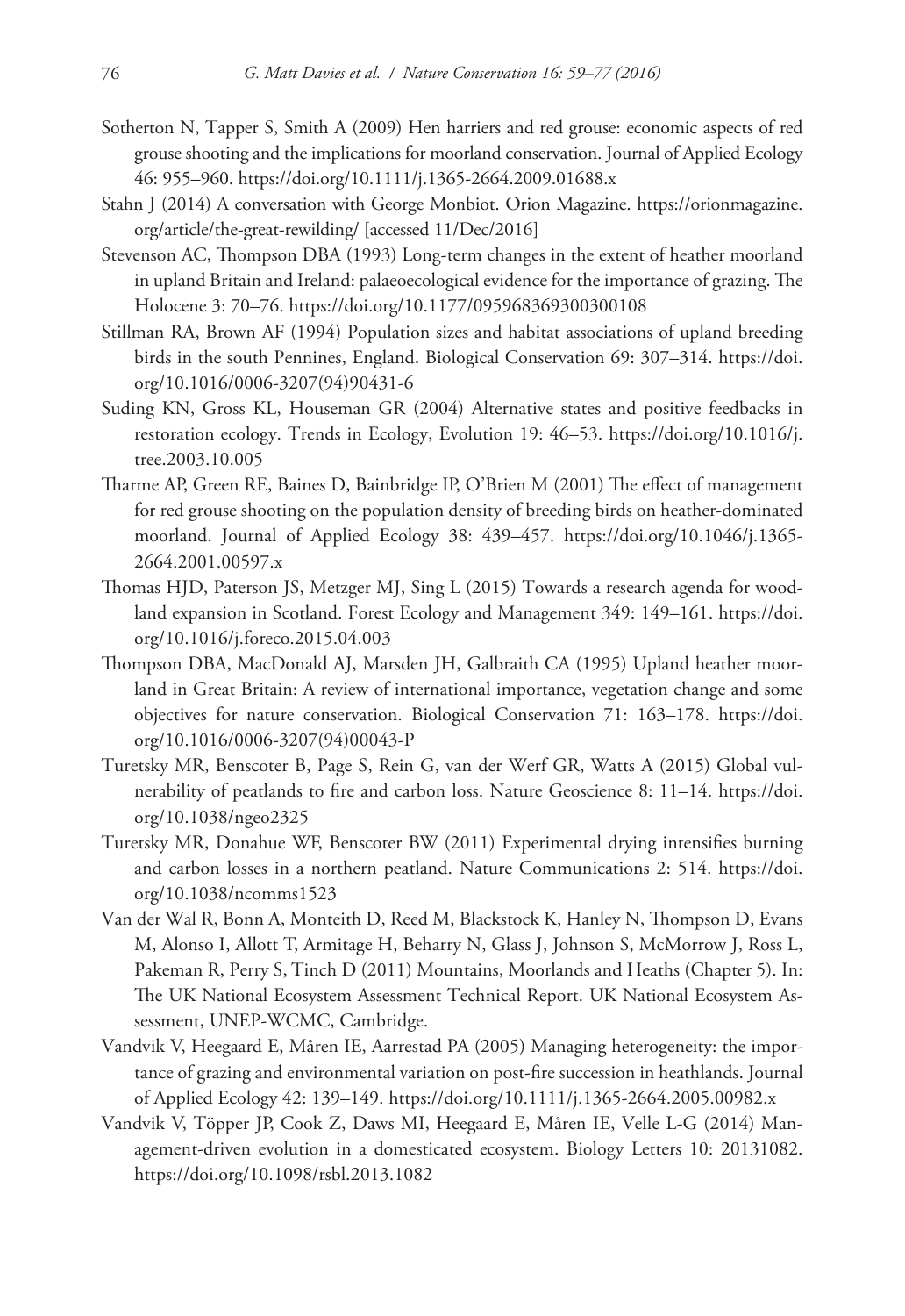Sotherton N, Tapper S, Smith A (2009) Hen harriers and red grouse: economic aspects of red grouse shooting and the implications for moorland conservation. Journal of Applied Ecology 46: 955–960. https://doi.org/10.1111/j.1365-2664.2009.01688.x

Stahn J (2014) A conversation with George Monbiot. Orion Magazine. https://orionmagazine.org/article/the-great-rewilding/ [accessed 11/Dec/2016]

Stevenson AC, Thompson DBA (1993) Long-term changes in the extent of heather moorland in upland Britain and Ireland: palaeoecological evidence for the importance of grazing. The Holocene 3: 70–76. https://doi.org/10.1177/095968369300300108

Stillman RA, Brown AF (1994) Population sizes and habitat associations of upland breeding birds in the south Pennines, England. Biological Conservation 69: 307–314. https://doi.org/10.1016/0006-3207(94)90431-6

Suding KN, Gross KL, Houseman GR (2004) Alternative states and positive feedbacks in restoration ecology. Trends in Ecology, Evolution 19: 46–53. https://doi.org/10.1016/j.tree.2003.10.005

Tharme AP, Green RE, Baines D, Bainbridge IP, O'Brien M (2001) The effect of management for red grouse shooting on the population density of breeding birds on heather-dominated moorland. Journal of Applied Ecology 38: 439–457. https://doi.org/10.1046/j.1365-2664.2001.00597.x

Thomas HJD, Paterson JS, Metzger MJ, Sing L (2015) Towards a research agenda for woodland expansion in Scotland. Forest Ecology and Management 349: 149–161. https://doi.org/10.1016/j.foreco.2015.04.003

Thompson DBA, MacDonald AJ, Marsden JH, Galbraith CA (1995) Upland heather moorland in Great Britain: A review of international importance, vegetation change and some objectives for nature conservation. Biological Conservation 71: 163–178. https://doi.org/10.1016/0006-3207(94)00043-P

Turetsky MR, Benscoter B, Page S, Rein G, van der Werf GR, Watts A (2015) Global vulnerability of peatlands to fire and carbon loss. Nature Geoscience 8: 11–14. https://doi.org/10.1038/ngeo2325

Turetsky MR, Donahue WF, Benscoter BW (2011) Experimental drying intensifies burning and carbon losses in a northern peatland. Nature Communications 2: 514. https://doi.org/10.1038/ncomms1523

Van der Wal R, Bonn A, Monteith D, Reed M, Blackstock K, Hanley N, Thompson D, Evans M, Alonso I, Allott T, Armitage H, Beharry N, Glass J, Johnson S, McMorrow J, Ross L, Pakeman R, Perry S, Tinch D (2011) Mountains, Moorlands and Heaths (Chapter 5). In: The UK National Ecosystem Assessment Technical Report. UK National Ecosystem Assessment, UNEP-WCMC, Cambridge.

Vandvik V, Heegaard E, Måren IE, Aarrestad PA (2005) Managing heterogeneity: the importance of grazing and environmental variation on post-fire succession in heathlands. Journal of Applied Ecology 42: 139–149. https://doi.org/10.1111/j.1365-2664.2005.00982.x

Vandvik V, Töpper JP, Cook Z, Daws MI, Heegaard E, Måren IE, Velle L-G (2014) Management-driven evolution in a domesticated ecosystem. Biology Letters 10: 20131082. https://doi.org/10.1098/rsbl.2013.1082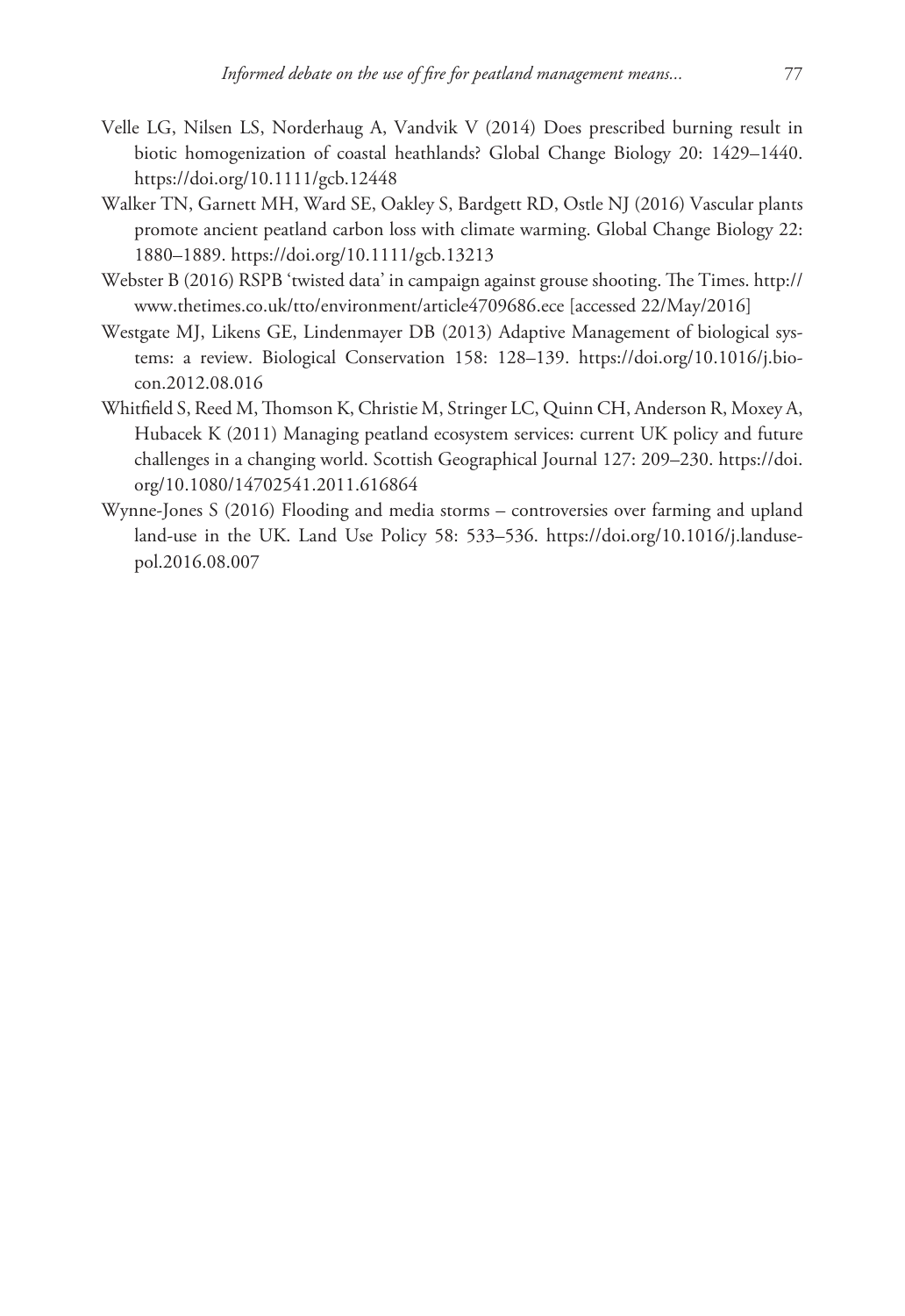Velle LG, Nilsen LS, Norderhaug A, Vandvik V (2014) Does prescribed burning result in biotic homogenization of coastal heathlands? Global Change Biology 20: 1429–1440. https://doi.org/10.1111/gcb.12448

Walker TN, Garnett MH, Ward SE, Oakley S, Bardgett RD, Ostle NJ (2016) Vascular plants promote ancient peatland carbon loss with climate warming. Global Change Biology 22: 1880–1889. https://doi.org/10.1111/gcb.13213

Webster B (2016) RSPB 'twisted data' in campaign against grouse shooting. The Times. http://www.thetimes.co.uk/tto/environment/article4709686.ece [accessed 22/May/2016]

Westgate MJ, Likens GE, Lindenmayer DB (2013) Adaptive Management of biological systems: a review. Biological Conservation 158: 128–139. https://doi.org/10.1016/j.biocon.2012.08.016

Whitfield S, Reed M, Thomson K, Christie M, Stringer LC, Quinn CH, Anderson R, Moxey A, Hubacek K (2011) Managing peatland ecosystem services: current UK policy and future challenges in a changing world. Scottish Geographical Journal 127: 209–230. https://doi.org/10.1080/14702541.2011.616864

Wynne-Jones S (2016) Flooding and media storms – controversies over farming and upland land-use in the UK. Land Use Policy 58: 533–536. https://doi.org/10.1016/j.landusepol.2016.08.007